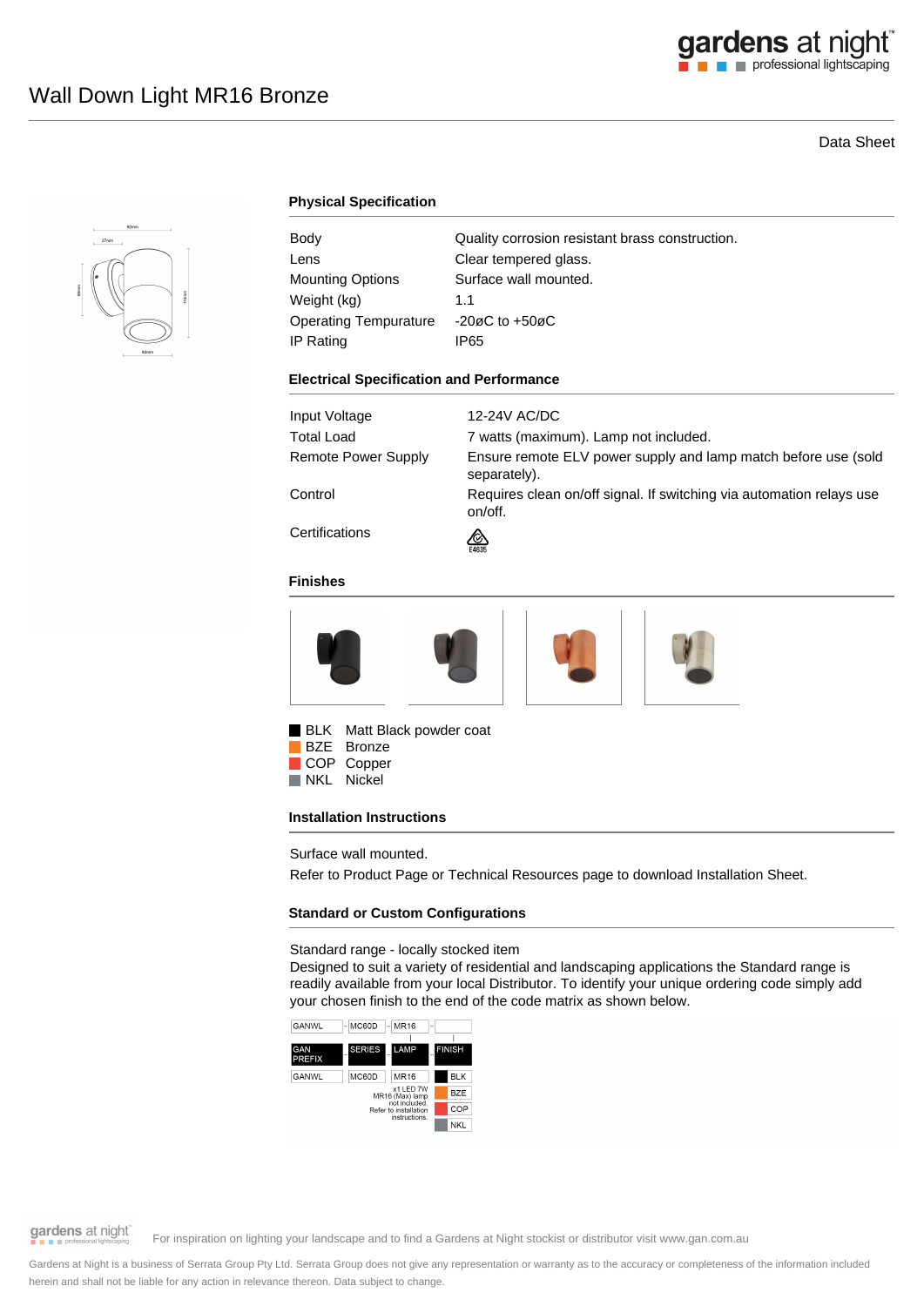# Wall Down Light MR16 Bronze

Data Sheet

## Physical Specification

| | |
|---|---|
| Body | Quality corrosion resistant brass construction. |
| Lens | Clear tempered glass. |
| Mounting Options | Surface wall mounted. |
| Weight (kg) | 1.1 |
| Operating Tempurature | -20øC to +50øC |
| IP Rating | IP65 |

## Electrical Specification and Performance

| | |
|---|---|
| Input Voltage | 12-24V AC/DC |
| Total Load | 7 watts (maximum). Lamp not included. |
| Remote Power Supply | Ensure remote ELV power supply and lamp match before use (sold separately). |
| Control | Requires clean on/off signal. If switching via automation relays use on/off. |
| Certifications | E4635 |

## Finishes

- BLK Matt Black powder coat
- BZE Bronze
- COP Copper
- NKL Nickel

## Installation Instructions

Surface wall mounted.

Refer to Product Page or Technical Resources page to download Installation Sheet.

## Standard or Custom Configurations

Standard range - locally stocked item

Designed to suit a variety of residential and landscaping applications the Standard range is readily available from your local Distributor. To identify your unique ordering code simply add your chosen finish to the end of the code matrix as shown below.

| GAN PREFIX | SERIES | LAMP | FINISH |
|---|---|---|---|
| GANWL | MC60D | MR16 | BLK |
| | | x1 LED 7W MR16 (Max) lamp not included. Refer to installation instructions. | BZE |
| | | | COP |
| | | | NKL |

For inspiration on lighting your landscape and to find a Gardens at Night stockist or distributor visit www.gan.com.au

Gardens at Night is a business of Serrata Group Pty Ltd. Serrata Group does not give any representation or warranty as to the accuracy or completeness of the information included herein and shall not be liable for any action in relevance thereon. Data subject to change.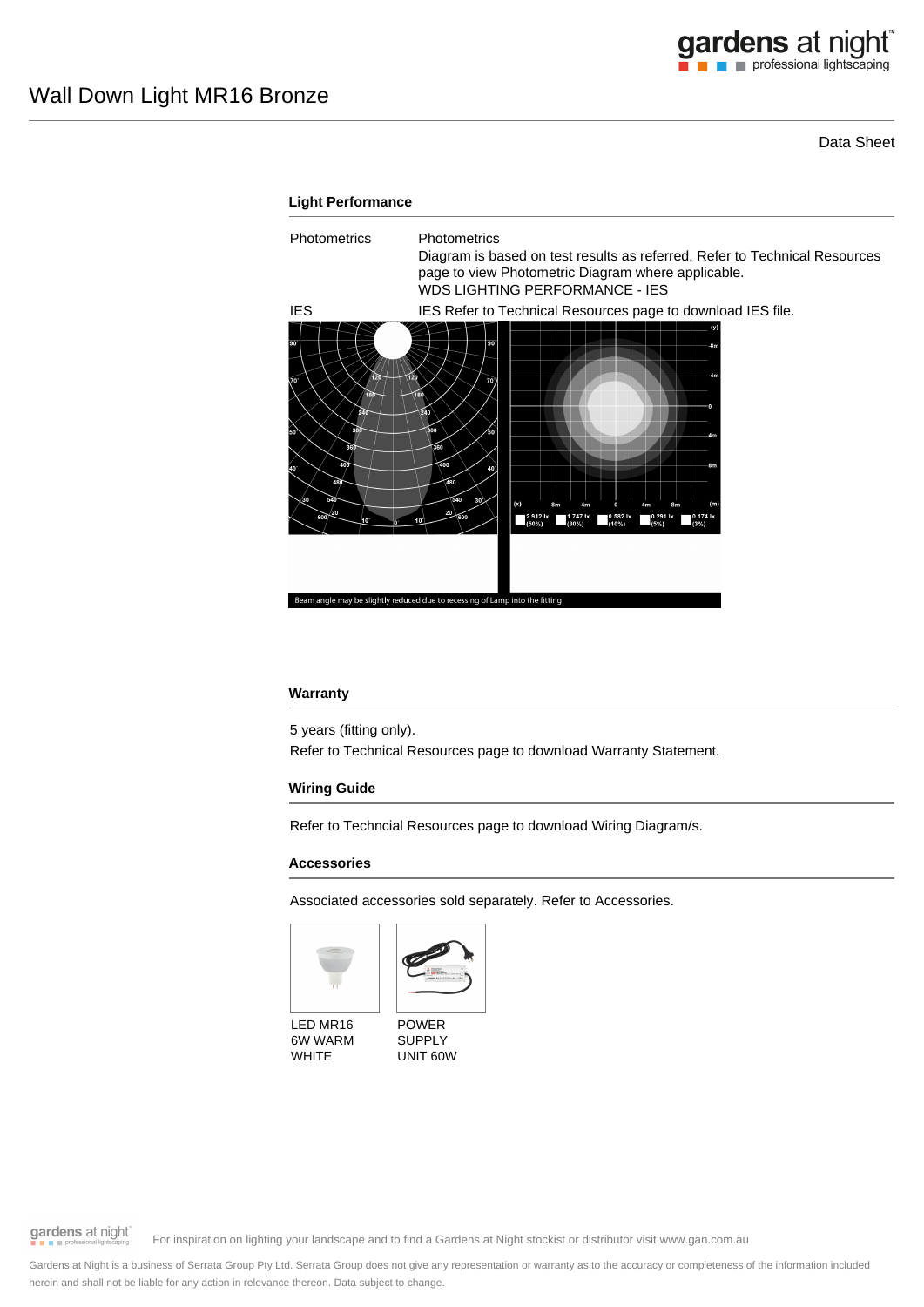# Wall Down Light MR16 Bronze

Data Sheet

## Light Performance

| | |
|---|---|
| Photometrics | Photometrics<br>Diagram is based on test results as referred. Refer to Technical Resources page to view Photometric Diagram where applicable.<br>WDS LIGHTING PERFORMANCE - IES |
| IES | IES Refer to Technical Resources page to download IES file. |

Beam angle may be slightly reduced due to recessing of Lamp into the fitting

## Warranty

5 years (fitting only).

Refer to Technical Resources page to download Warranty Statement.

## Wiring Guide

Refer to Techncial Resources page to download Wiring Diagram/s.

## Accessories

Associated accessories sold separately. Refer to Accessories.

- LED MR16 6W WARM WHITE
- POWER SUPPLY UNIT 60W

For inspiration on lighting your landscape and to find a Gardens at Night stockist or distributor visit www.gan.com.au

Gardens at Night is a business of Serrata Group Pty Ltd. Serrata Group does not give any representation or warranty as to the accuracy or completeness of the information included herein and shall not be liable for any action in relevance thereon. Data subject to change.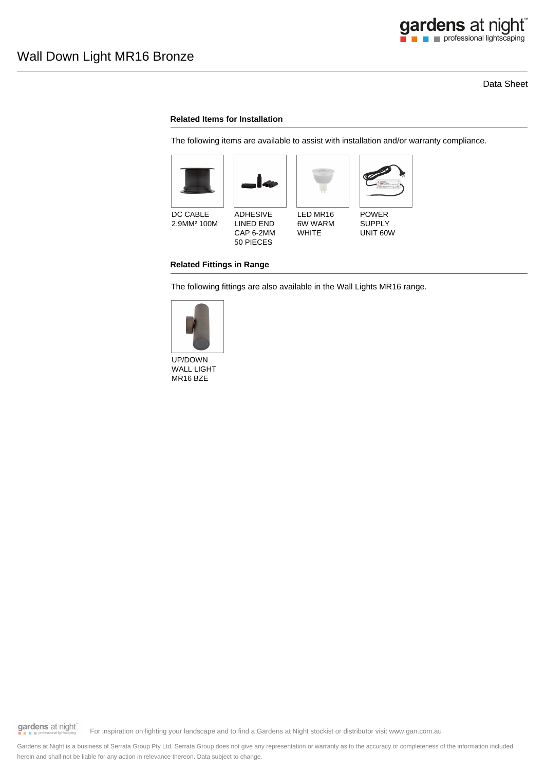# Wall Down Light MR16 Bronze

Data Sheet

### Related Items for Installation

The following items are available to assist with installation and/or warranty compliance.

DC CABLE 2.9MM² 100M

ADHESIVE LINED END CAP 6-2MM 50 PIECES

LED MR16 6W WARM WHITE

POWER SUPPLY UNIT 60W

### Related Fittings in Range

The following fittings are also available in the Wall Lights MR16 range.

UP/DOWN WALL LIGHT MR16 BZE

For inspiration on lighting your landscape and to find a Gardens at Night stockist or distributor visit www.gan.com.au

Gardens at Night is a business of Serrata Group Pty Ltd. Serrata Group does not give any representation or warranty as to the accuracy or completeness of the information included herein and shall not be liable for any action in relevance thereon. Data subject to change.